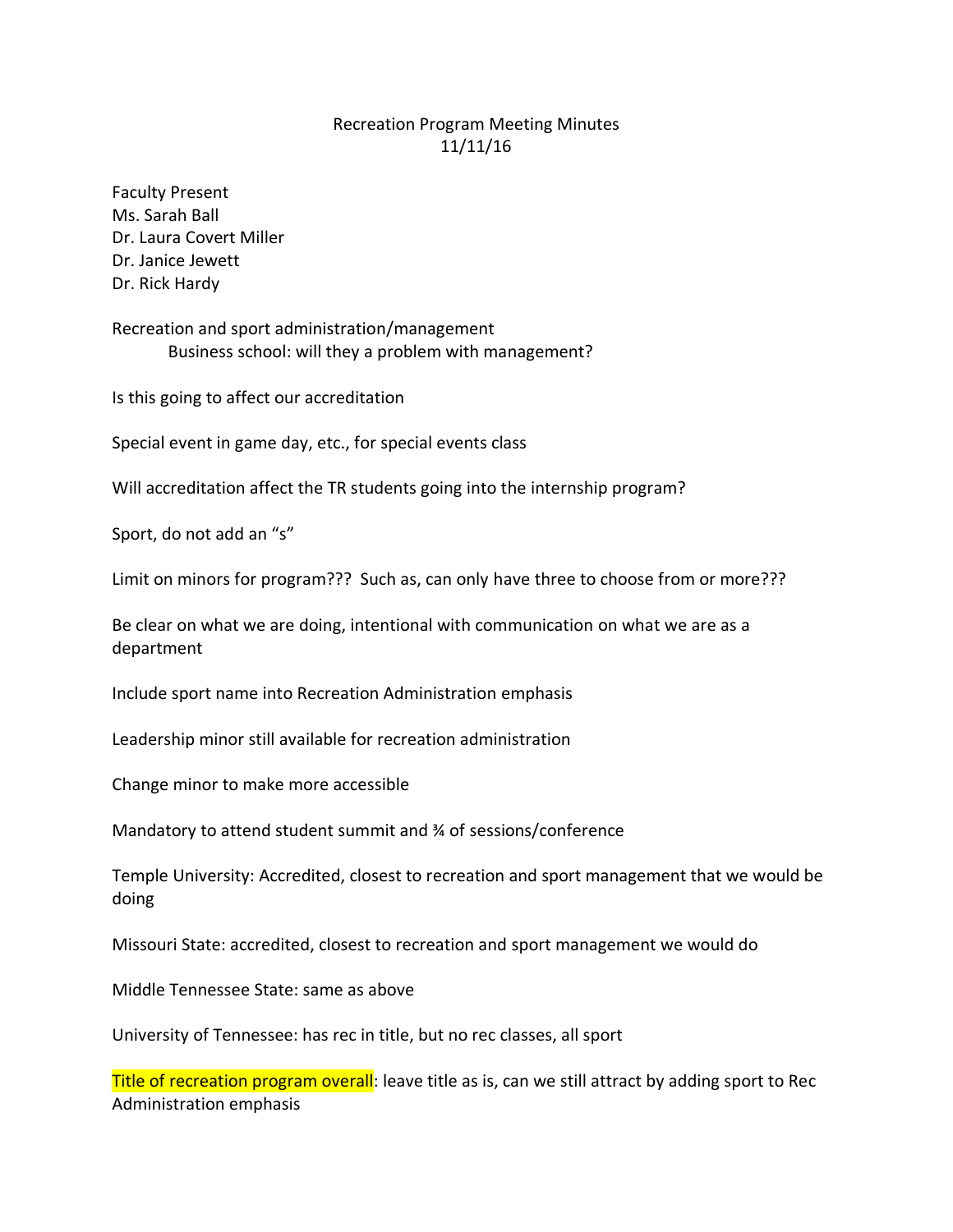Recreation Program Meeting Minutes
11/11/16

Faculty Present
Ms. Sarah Ball
Dr. Laura Covert Miller
Dr. Janice Jewett
Dr. Rick Hardy

Recreation and sport administration/management
    Business school: will they a problem with management?

Is this going to affect our accreditation

Special event in game day, etc., for special events class

Will accreditation affect the TR students going into the internship program?

Sport, do not add an "s"

Limit on minors for program??? Such as, can only have three to choose from or more???

Be clear on what we are doing, intentional with communication on what we are as a department

Include sport name into Recreation Administration emphasis

Leadership minor still available for recreation administration

Change minor to make more accessible

Mandatory to attend student summit and ¾ of sessions/conference

Temple University: Accredited, closest to recreation and sport management that we would be doing

Missouri State: accredited, closest to recreation and sport management we would do

Middle Tennessee State: same as above

University of Tennessee: has rec in title, but no rec classes, all sport

Title of recreation program overall: leave title as is, can we still attract by adding sport to Rec Administration emphasis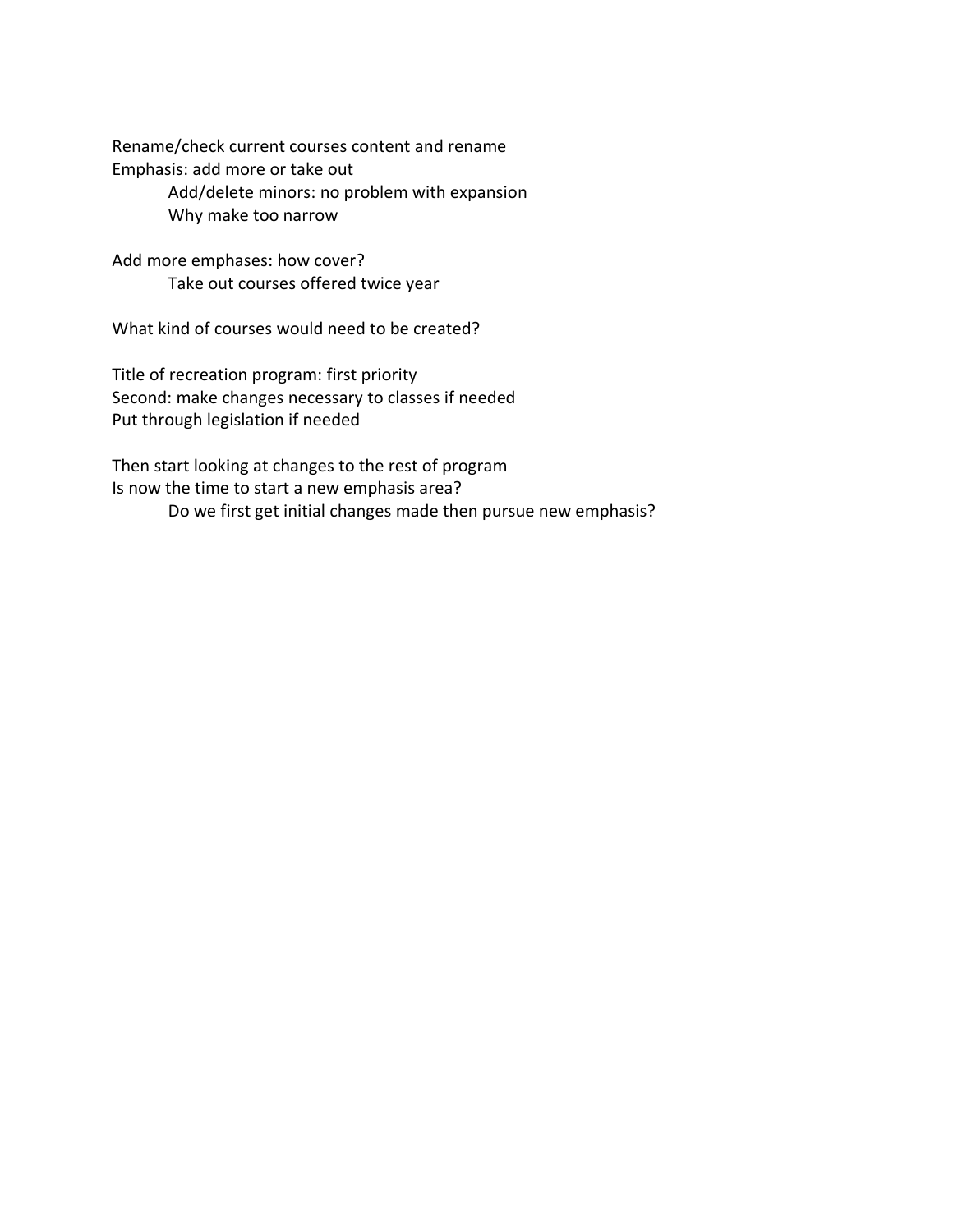Rename/check current courses content and rename
Emphasis: add more or take out
    Add/delete minors: no problem with expansion
    Why make too narrow

Add more emphases: how cover?
    Take out courses offered twice year

What kind of courses would need to be created?

Title of recreation program: first priority
Second: make changes necessary to classes if needed
Put through legislation if needed

Then start looking at changes to the rest of program
Is now the time to start a new emphasis area?
    Do we first get initial changes made then pursue new emphasis?